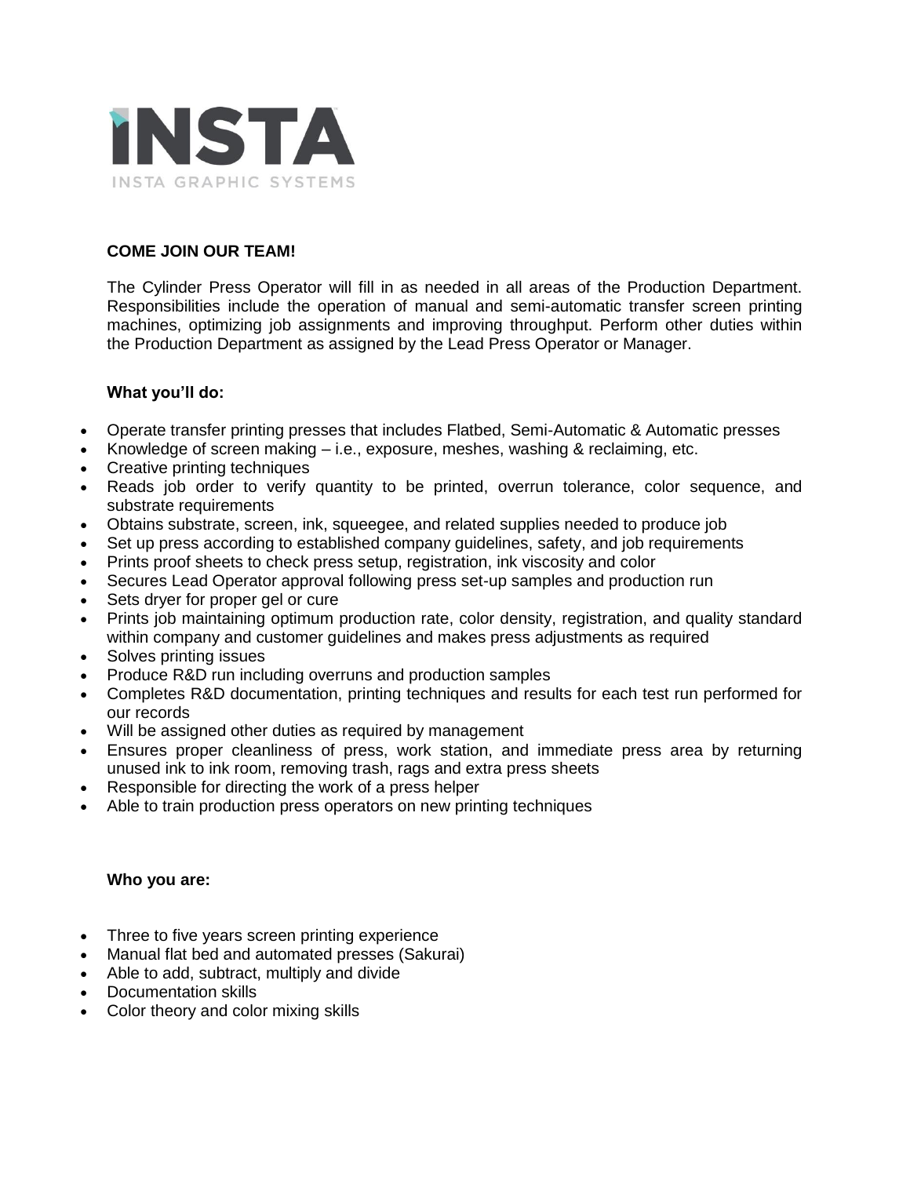**INSTA**

INSTA GRAPHIC SYSTEMS

**COME JOIN OUR TEAM!**

The Cylinder Press Operator will fill in as needed in all areas of the Production Department. Responsibilities include the operation of manual and semi-automatic transfer screen printing machines, optimizing job assignments and improving throughput. Perform other duties within the Production Department as assigned by the Lead Press Operator or Manager.

**What you'll do:**

- Operate transfer printing presses that includes Flatbed, Semi-Automatic & Automatic presses
- Knowledge of screen making – i.e., exposure, meshes, washing & reclaiming, etc.
- Creative printing techniques
- Reads job order to verify quantity to be printed, overrun tolerance, color sequence, and substrate requirements
- Obtains substrate, screen, ink, squeegee, and related supplies needed to produce job
- Set up press according to established company guidelines, safety, and job requirements
- Prints proof sheets to check press setup, registration, ink viscosity and color
- Secures Lead Operator approval following press set-up samples and production run
- Sets dryer for proper gel or cure
- Prints job maintaining optimum production rate, color density, registration, and quality standard within company and customer guidelines and makes press adjustments as required
- Solves printing issues
- Produce R&D run including overruns and production samples
- Completes R&D documentation, printing techniques and results for each test run performed for our records
- Will be assigned other duties as required by management
- Ensures proper cleanliness of press, work station, and immediate press area by returning unused ink to ink room, removing trash, rags and extra press sheets
- Responsible for directing the work of a press helper
- Able to train production press operators on new printing techniques

**Who you are:**

- Three to five years screen printing experience
- Manual flat bed and automated presses (Sakurai)
- Able to add, subtract, multiply and divide
- Documentation skills
- Color theory and color mixing skills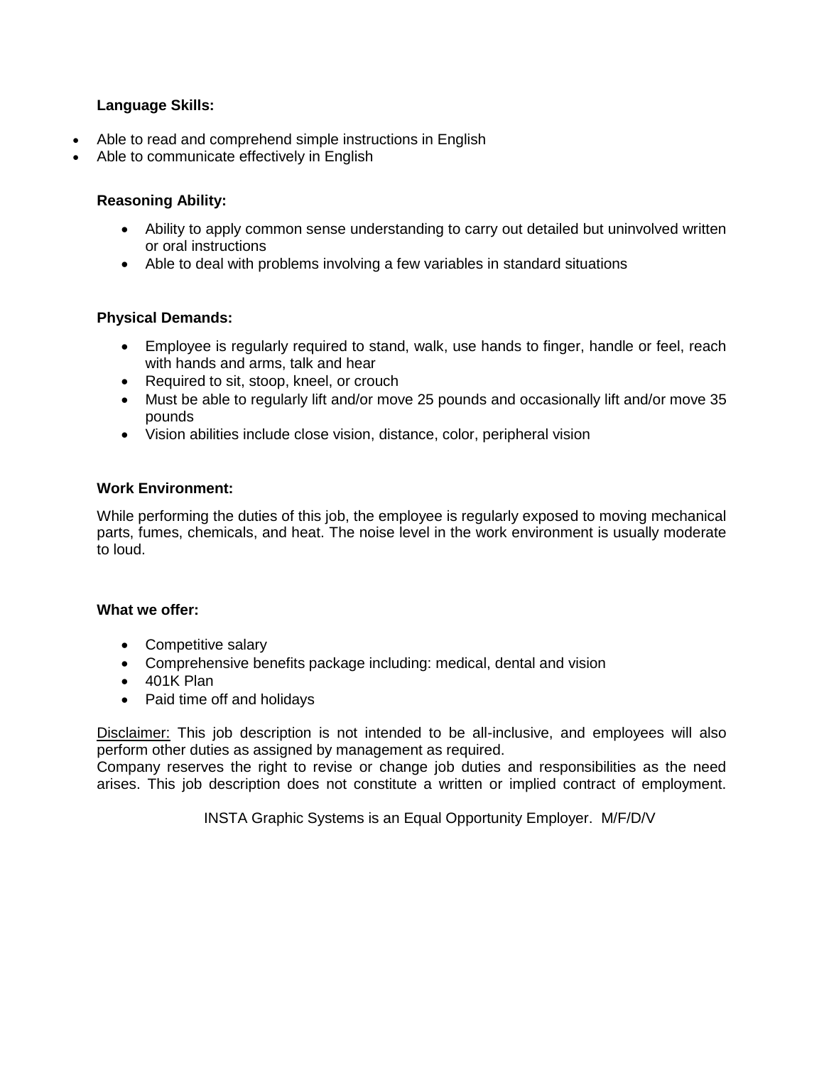**Language Skills:**

- Able to read and comprehend simple instructions in English
- Able to communicate effectively in English

**Reasoning Ability:**

- Ability to apply common sense understanding to carry out detailed but uninvolved written or oral instructions
- Able to deal with problems involving a few variables in standard situations

**Physical Demands:**

- Employee is regularly required to stand, walk, use hands to finger, handle or feel, reach with hands and arms, talk and hear
- Required to sit, stoop, kneel, or crouch
- Must be able to regularly lift and/or move 25 pounds and occasionally lift and/or move 35 pounds
- Vision abilities include close vision, distance, color, peripheral vision

**Work Environment:**

While performing the duties of this job, the employee is regularly exposed to moving mechanical parts, fumes, chemicals, and heat. The noise level in the work environment is usually moderate to loud.

**What we offer:**

- Competitive salary
- Comprehensive benefits package including: medical, dental and vision
- 401K Plan
- Paid time off and holidays

Disclaimer: This job description is not intended to be all-inclusive, and employees will also perform other duties as assigned by management as required.
Company reserves the right to revise or change job duties and responsibilities as the need arises. This job description does not constitute a written or implied contract of employment.

INSTA Graphic Systems is an Equal Opportunity Employer. M/F/D/V